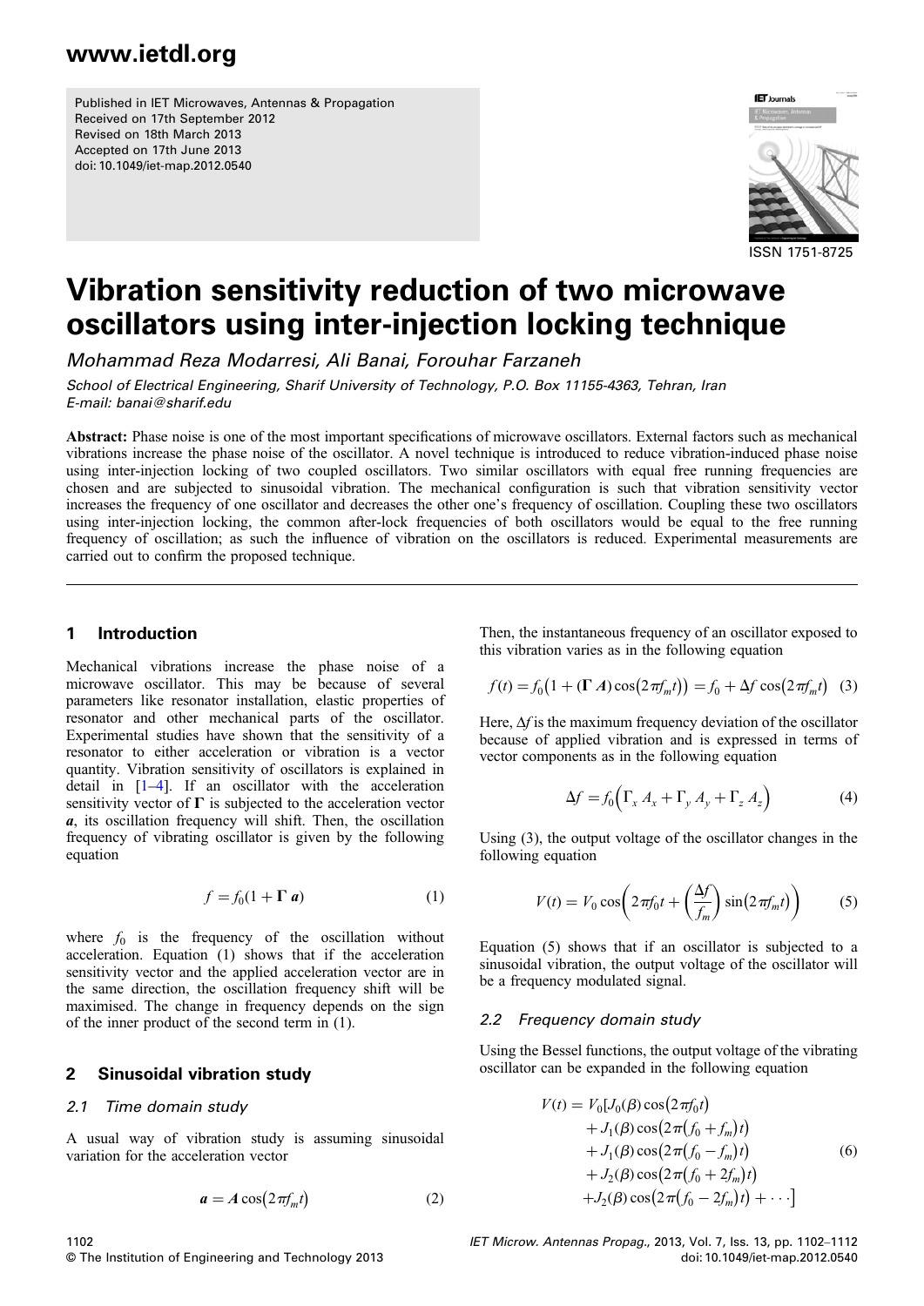Published in IET Microwaves, Antennas & Propagation
Received on 17th September 2012
Revised on 18th March 2013
Accepted on 17th June 2013
doi: 10.1049/iet-map.2012.0540

ISSN 1751-8725

# Vibration sensitivity reduction of two microwave oscillators using inter-injection locking technique

*Mohammad Reza Modarresi, Ali Banai, Forouhar Farzaneh*

*School of Electrical Engineering, Sharif University of Technology, P.O. Box 11155-4363, Tehran, Iran*
*E-mail: banai@sharif.edu*

**Abstract:** Phase noise is one of the most important specifications of microwave oscillators. External factors such as mechanical vibrations increase the phase noise of the oscillator. A novel technique is introduced to reduce vibration-induced phase noise using inter-injection locking of two coupled oscillators. Two similar oscillators with equal free running frequencies are chosen and are subjected to sinusoidal vibration. The mechanical configuration is such that vibration sensitivity vector increases the frequency of one oscillator and decreases the other one's frequency of oscillation. Coupling these two oscillators using inter-injection locking, the common after-lock frequencies of both oscillators would be equal to the free running frequency of oscillation; as such the influence of vibration on the oscillators is reduced. Experimental measurements are carried out to confirm the proposed technique.

## 1 Introduction

Mechanical vibrations increase the phase noise of a microwave oscillator. This may be because of several parameters like resonator installation, elastic properties of resonator and other mechanical parts of the oscillator. Experimental studies have shown that the sensitivity of a resonator to either acceleration or vibration is a vector quantity. Vibration sensitivity of oscillators is explained in detail in [1–4]. If an oscillator with the acceleration sensitivity vector of $\boldsymbol{\Gamma}$ is subjected to the acceleration vector $\boldsymbol{a}$, its oscillation frequency will shift. Then, the oscillation frequency of vibrating oscillator is given by the following equation

$$f = f_0(1 + \boldsymbol{\Gamma}\,\boldsymbol{a}) \tag{1}$$

where $f_0$ is the frequency of the oscillation without acceleration. Equation (1) shows that if the acceleration sensitivity vector and the applied acceleration vector are in the same direction, the oscillation frequency shift will be maximised. The change in frequency depends on the sign of the inner product of the second term in (1).

## 2 Sinusoidal vibration study

### 2.1 Time domain study

A usual way of vibration study is assuming sinusoidal variation for the acceleration vector

$$\boldsymbol{a} = \boldsymbol{A}\cos\left(2\pi f_m t\right) \tag{2}$$

Then, the instantaneous frequency of an oscillator exposed to this vibration varies as in the following equation

$$f(t) = f_0\left(1 + (\boldsymbol{\Gamma}\,\boldsymbol{A})\cos\left(2\pi f_m t\right)\right) = f_0 + \Delta f\cos\left(2\pi f_m t\right) \tag{3}$$

Here, $\Delta f$ is the maximum frequency deviation of the oscillator because of applied vibration and is expressed in terms of vector components as in the following equation

$$\Delta f = f_0\left(\Gamma_x A_x + \Gamma_y A_y + \Gamma_z A_z\right) \tag{4}$$

Using (3), the output voltage of the oscillator changes in the following equation

$$V(t) = V_0\cos\left(2\pi f_0 t + \left(\frac{\Delta f}{f_m}\right)\sin\left(2\pi f_m t\right)\right) \tag{5}$$

Equation (5) shows that if an oscillator is subjected to a sinusoidal vibration, the output voltage of the oscillator will be a frequency modulated signal.

### 2.2 Frequency domain study

Using the Bessel functions, the output voltage of the vibrating oscillator can be expanded in the following equation

$$\begin{aligned} V(t) = V_0[ & J_0(\beta)\cos\left(2\pi f_0 t\right) \\ & + J_1(\beta)\cos\left(2\pi\left(f_0 + f_m\right)t\right) \\ & + J_1(\beta)\cos\left(2\pi\left(f_0 - f_m\right)t\right) \\ & + J_2(\beta)\cos\left(2\pi\left(f_0 + 2f_m\right)t\right) \\ & + J_2(\beta)\cos\left(2\pi\left(f_0 - 2f_m\right)t\right) + \cdots] \end{aligned} \tag{6}$$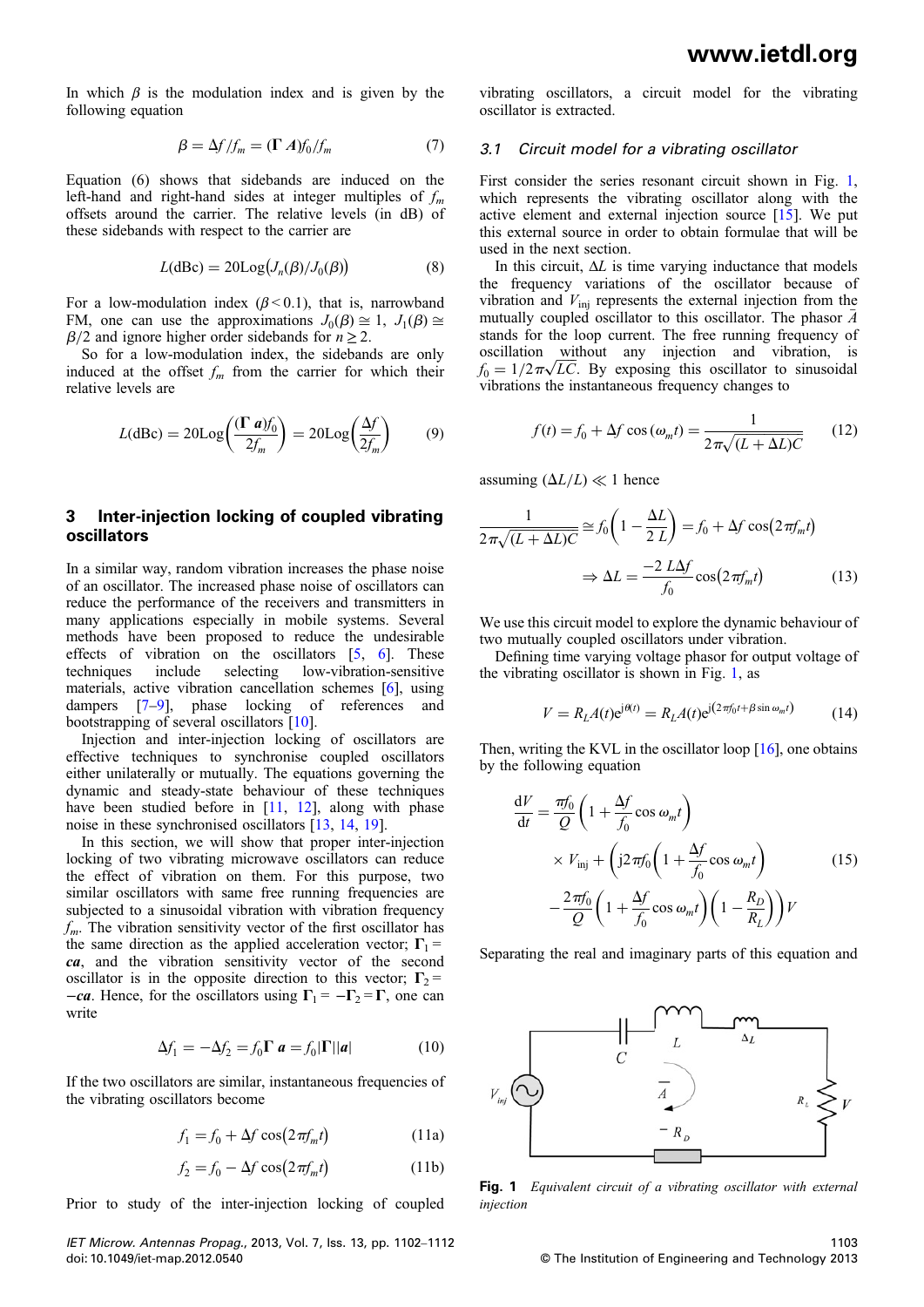In which $\beta$ is the modulation index and is given by the following equation

$$\beta = \Delta f / f_m = (\mathbf{\Gamma}\ \mathbf{A}) f_0 / f_m \tag{7}$$

Equation (6) shows that sidebands are induced on the left-hand and right-hand sides at integer multiples of $f_m$ offsets around the carrier. The relative levels (in dB) of these sidebands with respect to the carrier are

$$L(\text{dBc}) = 20\text{Log}\big(J_n(\beta)/J_0(\beta)\big) \tag{8}$$

For a low-modulation index ($\beta < 0.1$), that is, narrowband FM, one can use the approximations $J_0(\beta) \cong 1$, $J_1(\beta) \cong \beta/2$ and ignore higher order sidebands for $n \geq 2$.

So for a low-modulation index, the sidebands are only induced at the offset $f_m$ from the carrier for which their relative levels are

$$L(\text{dBc}) = 20\text{Log}\left(\frac{(\mathbf{\Gamma}\ \mathbf{a}) f_0}{2 f_m}\right) = 20\text{Log}\left(\frac{\Delta f}{2 f_m}\right) \tag{9}$$

## 3 Inter-injection locking of coupled vibrating oscillators

In a similar way, random vibration increases the phase noise of an oscillator. The increased phase noise of oscillators can reduce the performance of the receivers and transmitters in many applications especially in mobile systems. Several methods have been proposed to reduce the undesirable effects of vibration on the oscillators [5, 6]. These techniques include selecting low-vibration-sensitive materials, active vibration cancellation schemes [6], using dampers [7–9], phase locking of references and bootstrapping of several oscillators [10].

Injection and inter-injection locking of oscillators are effective techniques to synchronise coupled oscillators either unilaterally or mutually. The equations governing the dynamic and steady-state behaviour of these techniques have been studied before in [11, 12], along with phase noise in these synchronised oscillators [13, 14, 19].

In this section, we will show that proper inter-injection locking of two vibrating microwave oscillators can reduce the effect of vibration on them. For this purpose, two similar oscillators with same free running frequencies are subjected to a sinusoidal vibration with vibration frequency $f_m$. The vibration sensitivity vector of the first oscillator has the same direction as the applied acceleration vector; $\mathbf{\Gamma}_1 = c\mathbf{a}$, and the vibration sensitivity vector of the second oscillator is in the opposite direction to this vector; $\mathbf{\Gamma}_2 = -c\mathbf{a}$. Hence, for the oscillators using $\mathbf{\Gamma}_1 = -\mathbf{\Gamma}_2 = \mathbf{\Gamma}$, one can write

$$\Delta f_1 = -\Delta f_2 = f_0 \mathbf{\Gamma}\ \mathbf{a} = f_0 |\mathbf{\Gamma}||\mathbf{a}| \tag{10}$$

If the two oscillators are similar, instantaneous frequencies of the vibrating oscillators become

$$f_1 = f_0 + \Delta f \cos(2\pi f_m t) \tag{11a}$$

$$f_2 = f_0 - \Delta f \cos(2\pi f_m t) \tag{11b}$$

Prior to study of the inter-injection locking of coupled vibrating oscillators, a circuit model for the vibrating oscillator is extracted.

### 3.1 Circuit model for a vibrating oscillator

First consider the series resonant circuit shown in Fig. 1, which represents the vibrating oscillator along with the active element and external injection source [15]. We put this external source in order to obtain formulae that will be used in the next section.

In this circuit, $\Delta L$ is time varying inductance that models the frequency variations of the oscillator because of vibration and $V_{\text{inj}}$ represents the external injection from the mutually coupled oscillator to this oscillator. The phasor $\bar{A}$ stands for the loop current. The free running frequency of oscillation without any injection and vibration, is $f_0 = 1/2\pi\sqrt{LC}$. By exposing this oscillator to sinusoidal vibrations the instantaneous frequency changes to

$$f(t) = f_0 + \Delta f \cos(\omega_m t) = \frac{1}{2\pi\sqrt{(L + \Delta L)C}} \tag{12}$$

assuming $(\Delta L/L) \ll 1$ hence

$$\frac{1}{2\pi\sqrt{(L + \Delta L)C}} \cong f_0\left(1 - \frac{\Delta L}{2\,L}\right) = f_0 + \Delta f \cos(2\pi f_m t)$$

$$\Rightarrow \Delta L = \frac{-2\,L\Delta f}{f_0}\cos(2\pi f_m t) \tag{13}$$

We use this circuit model to explore the dynamic behaviour of two mutually coupled oscillators under vibration.

Defining time varying voltage phasor for output voltage of the vibrating oscillator is shown in Fig. 1, as

$$V = R_L A(t) \mathrm{e}^{\mathrm{j}\theta(t)} = R_L A(t) \mathrm{e}^{\mathrm{j}(2\pi f_0 t + \beta \sin \omega_m t)} \tag{14}$$

Then, writing the KVL in the oscillator loop [16], one obtains by the following equation

$$\begin{aligned} \frac{\mathrm{d}V}{\mathrm{d}t} = \frac{\pi f_0}{Q}&\left(1 + \frac{\Delta f}{f_0}\cos \omega_m t\right) \\ &\times V_{\text{inj}} + \left(\mathrm{j}2\pi f_0\left(1 + \frac{\Delta f}{f_0}\cos \omega_m t\right)\right. \\ &\left. - \frac{2\pi f_0}{Q}\left(1 + \frac{\Delta f}{f_0}\cos \omega_m t\right)\left(1 - \frac{R_D}{R_L}\right)\right) V \end{aligned} \tag{15}$$

Separating the real and imaginary parts of this equation and

**Fig. 1** *Equivalent circuit of a vibrating oscillator with external injection*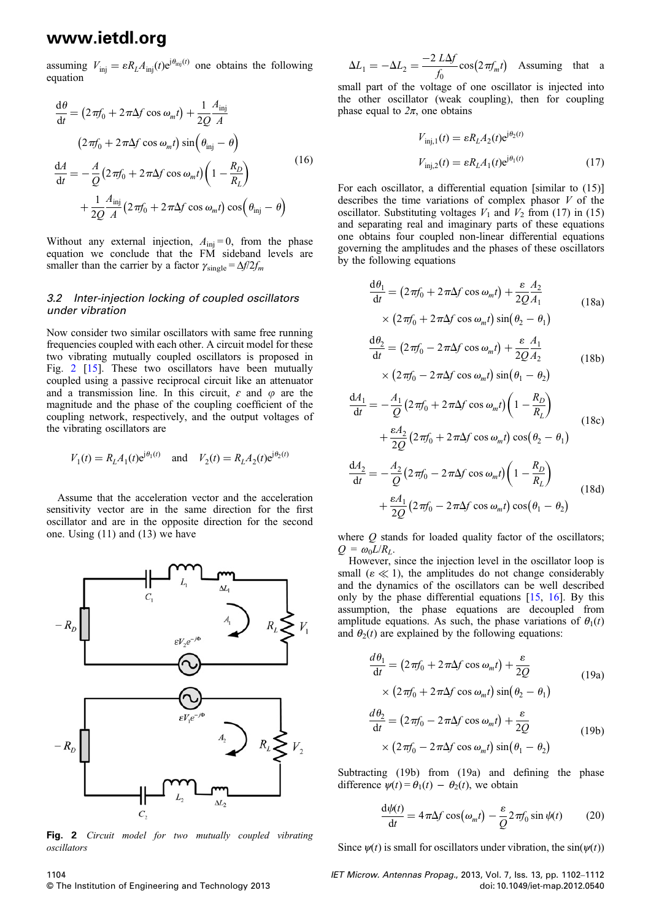assuming $V_{\text{inj}} = \varepsilon R_L A_{\text{inj}}(t) e^{j\theta_{\text{inj}}(t)}$ one obtains the following equation

$$
\begin{aligned}
\frac{d\theta}{dt} &= \left(2\pi f_0 + 2\pi\Delta f \cos\omega_m t\right) + \frac{1}{2Q}\frac{A_{\text{inj}}}{A} \\
&\quad \left(2\pi f_0 + 2\pi\Delta f \cos\omega_m t\right)\sin\left(\theta_{\text{inj}} - \theta\right) \\
\frac{dA}{dt} &= -\frac{A}{Q}\left(2\pi f_0 + 2\pi\Delta f \cos\omega_m t\right)\left(1 - \frac{R_D}{R_L}\right) \\
&\quad + \frac{1}{2Q}\frac{A_{\text{inj}}}{A}\left(2\pi f_0 + 2\pi\Delta f \cos\omega_m t\right)\cos\left(\theta_{\text{inj}} - \theta\right)
\end{aligned} \tag{16}
$$

Without any external injection, $A_{\text{inj}} = 0$, from the phase equation we conclude that the FM sideband levels are smaller than the carrier by a factor $\gamma_{\text{single}} = \Delta f / 2 f_m$

### 3.2 Inter-injection locking of coupled oscillators under vibration

Now consider two similar oscillators with same free running frequencies coupled with each other. A circuit model for these two vibrating mutually coupled oscillators is proposed in Fig. 2 [15]. These two oscillators have been mutually coupled using a passive reciprocal circuit like an attenuator and a transmission line. In this circuit, $\varepsilon$ and $\varphi$ are the magnitude and the phase of the coupling coefficient of the coupling network, respectively, and the output voltages of the vibrating oscillators are

$$
V_1(t) = R_L A_1(t) e^{j\theta_1(t)} \quad \text{and} \quad V_2(t) = R_L A_2(t) e^{j\theta_2(t)}
$$

Assume that the acceleration vector and the acceleration sensitivity vector are in the same direction for the first oscillator and are in the opposite direction for the second one. Using (11) and (13) we have

**Fig. 2** *Circuit model for two mutually coupled vibrating oscillators*

$$
\Delta L_1 = -\Delta L_2 = \frac{-2\,L\Delta f}{f_0}\cos\left(2\pi f_m t\right)
$$

Assuming that a small part of the voltage of one oscillator is injected into the other oscillator (weak coupling), then for coupling phase equal to $2\pi$, one obtains

$$
\begin{aligned}
V_{\text{inj},1}(t) &= \varepsilon R_L A_2(t) e^{j\theta_2(t)} \\
V_{\text{inj},2}(t) &= \varepsilon R_L A_1(t) e^{j\theta_1(t)}
\end{aligned} \tag{17}
$$

For each oscillator, a differential equation [similar to (15)] describes the time variations of complex phasor $V$ of the oscillator. Substituting voltages $V_1$ and $V_2$ from (17) in (15) and separating real and imaginary parts of these equations one obtains four coupled non-linear differential equations governing the amplitudes and the phases of these oscillators by the following equations

$$
\begin{aligned}
\frac{d\theta_1}{dt} &= \left(2\pi f_0 + 2\pi\Delta f \cos\omega_m t\right) + \frac{\varepsilon}{2Q}\frac{A_2}{A_1} \\
&\quad \times \left(2\pi f_0 + 2\pi\Delta f \cos\omega_m t\right)\sin\left(\theta_2 - \theta_1\right)
\end{aligned} \tag{18a}
$$

$$
\begin{aligned}
\frac{d\theta_2}{dt} &= \left(2\pi f_0 - 2\pi\Delta f \cos\omega_m t\right) + \frac{\varepsilon}{2Q}\frac{A_1}{A_2} \\
&\quad \times \left(2\pi f_0 - 2\pi\Delta f \cos\omega_m t\right)\sin\left(\theta_1 - \theta_2\right)
\end{aligned} \tag{18b}
$$

$$
\begin{aligned}
\frac{dA_1}{dt} &= -\frac{A_1}{Q}\left(2\pi f_0 + 2\pi\Delta f \cos\omega_m t\right)\left(1 - \frac{R_D}{R_L}\right) \\
&\quad + \frac{\varepsilon A_2}{2Q}\left(2\pi f_0 + 2\pi\Delta f \cos\omega_m t\right)\cos\left(\theta_2 - \theta_1\right)
\end{aligned} \tag{18c}
$$

$$
\begin{aligned}
\frac{dA_2}{dt} &= -\frac{A_2}{Q}\left(2\pi f_0 - 2\pi\Delta f \cos\omega_m t\right)\left(1 - \frac{R_D}{R_L}\right) \\
&\quad + \frac{\varepsilon A_1}{2Q}\left(2\pi f_0 - 2\pi\Delta f \cos\omega_m t\right)\cos\left(\theta_1 - \theta_2\right)
\end{aligned} \tag{18d}
$$

where $Q$ stands for loaded quality factor of the oscillators; $Q = \omega_0 L / R_L$.

However, since the injection level in the oscillator loop is small ($\varepsilon \ll 1$), the amplitudes do not change considerably and the dynamics of the oscillators can be well described only by the phase differential equations [15, 16]. By this assumption, the phase equations are decoupled from amplitude equations. As such, the phase variations of $\theta_1(t)$ and $\theta_2(t)$ are explained by the following equations:

$$
\begin{aligned}
\frac{d\theta_1}{dt} &= \left(2\pi f_0 + 2\pi\Delta f \cos\omega_m t\right) + \frac{\varepsilon}{2Q} \\
&\quad \times \left(2\pi f_0 + 2\pi\Delta f \cos\omega_m t\right)\sin\left(\theta_2 - \theta_1\right)
\end{aligned} \tag{19a}
$$

$$
\begin{aligned}
\frac{d\theta_2}{dt} &= \left(2\pi f_0 - 2\pi\Delta f \cos\omega_m t\right) + \frac{\varepsilon}{2Q} \\
&\quad \times \left(2\pi f_0 - 2\pi\Delta f \cos\omega_m t\right)\sin\left(\theta_1 - \theta_2\right)
\end{aligned} \tag{19b}
$$

Subtracting (19b) from (19a) and defining the phase difference $\psi(t) = \theta_1(t) - \theta_2(t)$, we obtain

$$
\frac{d\psi(t)}{dt} = 4\pi\Delta f \cos\left(\omega_m t\right) - \frac{\varepsilon}{Q} 2\pi f_0 \sin\psi(t) \tag{20}
$$

Since $\psi(t)$ is small for oscillators under vibration, the $\sin(\psi(t))$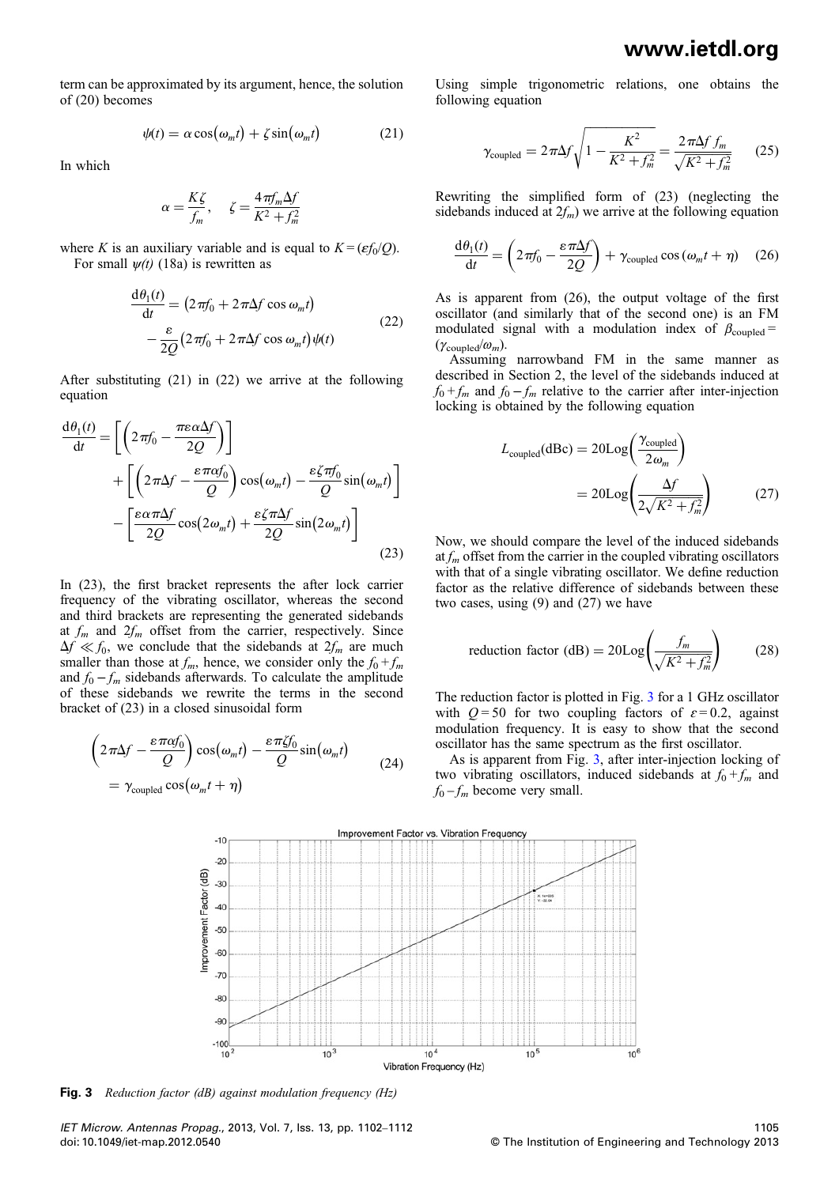term can be approximated by its argument, hence, the solution of (20) becomes

$$\psi(t) = \alpha \cos(\omega_m t) + \zeta \sin(\omega_m t) \tag{21}$$

In which

$$\alpha = \frac{K\zeta}{f_m}, \quad \zeta = \frac{4\pi f_m \Delta f}{K^2 + f_m^2}$$

where $K$ is an auxiliary variable and is equal to $K = (\varepsilon f_0/Q)$.

For small $\psi(t)$ (18a) is rewritten as

$$\frac{\mathrm{d}\theta_1(t)}{\mathrm{d}t} = \left(2\pi f_0 + 2\pi\Delta f \cos\omega_m t\right) - \frac{\varepsilon}{2Q}\left(2\pi f_0 + 2\pi\Delta f \cos\omega_m t\right)\psi(t) \tag{22}$$

After substituting (21) in (22) we arrive at the following equation

$$\begin{aligned}\frac{\mathrm{d}\theta_1(t)}{\mathrm{d}t} = &\left[\left(2\pi f_0 - \frac{\pi\varepsilon\alpha\Delta f}{2Q}\right)\right] \\ &+ \left[\left(2\pi\Delta f - \frac{\varepsilon\pi\alpha f_0}{Q}\right)\cos(\omega_m t) - \frac{\varepsilon\zeta\pi f_0}{Q}\sin(\omega_m t)\right] \\ &- \left[\frac{\varepsilon\alpha\pi\Delta f}{2Q}\cos(2\omega_m t) + \frac{\varepsilon\zeta\pi\Delta f}{2Q}\sin(2\omega_m t)\right]\end{aligned} \tag{23}$$

In (23), the first bracket represents the after lock carrier frequency of the vibrating oscillator, whereas the second and third brackets are representing the generated sidebands at $f_m$ and $2f_m$ offset from the carrier, respectively. Since $\Delta f \ll f_0$, we conclude that the sidebands at $2f_m$ are much smaller than those at $f_m$, hence, we consider only the $f_0 + f_m$ and $f_0 - f_m$ sidebands afterwards. To calculate the amplitude of these sidebands we rewrite the terms in the second bracket of (23) in a closed sinusoidal form

$$\left(2\pi\Delta f - \frac{\varepsilon\pi\alpha f_0}{Q}\right)\cos(\omega_m t) - \frac{\varepsilon\pi\zeta f_0}{Q}\sin(\omega_m t) = \gamma_{\text{coupled}}\cos(\omega_m t + \eta) \tag{24}$$

Using simple trigonometric relations, one obtains the following equation

$$\gamma_{\text{coupled}} = 2\pi\Delta f\sqrt{1 - \frac{K^2}{K^2 + f_m^2}} = \frac{2\pi\Delta f\, f_m}{\sqrt{K^2 + f_m^2}} \tag{25}$$

Rewriting the simplified form of (23) (neglecting the sidebands induced at $2f_m$) we arrive at the following equation

$$\frac{\mathrm{d}\theta_1(t)}{\mathrm{d}t} = \left(2\pi f_0 - \frac{\varepsilon\pi\Delta f}{2Q}\right) + \gamma_{\text{coupled}}\cos(\omega_m t + \eta) \tag{26}$$

As is apparent from (26), the output voltage of the first oscillator (and similarly that of the second one) is an FM modulated signal with a modulation index of $\beta_{\text{coupled}} = (\gamma_{\text{coupled}}/\omega_m)$.

Assuming narrowband FM in the same manner as described in Section 2, the level of the sidebands induced at $f_0 + f_m$ and $f_0 - f_m$ relative to the carrier after inter-injection locking is obtained by the following equation

$$L_{\text{coupled}}(\text{dBc}) = 20\text{Log}\left(\frac{\gamma_{\text{coupled}}}{2\omega_m}\right) = 20\text{Log}\left(\frac{\Delta f}{2\sqrt{K^2 + f_m^2}}\right) \tag{27}$$

Now, we should compare the level of the induced sidebands at $f_m$ offset from the carrier in the coupled vibrating oscillators with that of a single vibrating oscillator. We define reduction factor as the relative difference of sidebands between these two cases, using (9) and (27) we have

$$\text{reduction factor (dB)} = 20\text{Log}\left(\frac{f_m}{\sqrt{K^2 + f_m^2}}\right) \tag{28}$$

The reduction factor is plotted in Fig. 3 for a 1 GHz oscillator with $Q = 50$ for two coupling factors of $\varepsilon = 0.2$, against modulation frequency. It is easy to show that the second oscillator has the same spectrum as the first oscillator.

As is apparent from Fig. 3, after inter-injection locking of two vibrating oscillators, induced sidebands at $f_0 + f_m$ and $f_0 - f_m$ become very small.

**Fig. 3** *Reduction factor (dB) against modulation frequency (Hz)*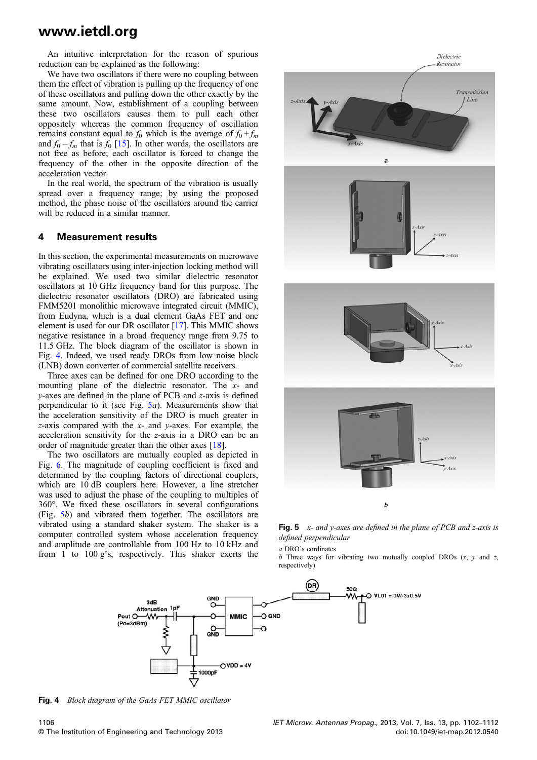An intuitive interpretation for the reason of spurious reduction can be explained as the following:

We have two oscillators if there were no coupling between them the effect of vibration is pulling up the frequency of one of these oscillators and pulling down the other exactly by the same amount. Now, establishment of a coupling between these two oscillators causes them to pull each other oppositely whereas the common frequency of oscillation remains constant equal to $f_0$ which is the average of $f_0 + f_m$ and $f_0 - f_m$ that is $f_0$ [15]. In other words, the oscillators are not free as before; each oscillator is forced to change the frequency of the other in the opposite direction of the acceleration vector.

In the real world, the spectrum of the vibration is usually spread over a frequency range; by using the proposed method, the phase noise of the oscillators around the carrier will be reduced in a similar manner.

## 4 Measurement results

In this section, the experimental measurements on microwave vibrating oscillators using inter-injection locking method will be explained. We used two similar dielectric resonator oscillators at 10 GHz frequency band for this purpose. The dielectric resonator oscillators (DRO) are fabricated using FMM5201 monolithic microwave integrated circuit (MMIC), from Eudyna, which is a dual element GaAs FET and one element is used for our DR oscillator [17]. This MMIC shows negative resistance in a broad frequency range from 9.75 to 11.5 GHz. The block diagram of the oscillator is shown in Fig. 4. Indeed, we used ready DROs from low noise block (LNB) down converter of commercial satellite receivers.

Three axes can be defined for one DRO according to the mounting plane of the dielectric resonator. The $x$- and $y$-axes are defined in the plane of PCB and $z$-axis is defined perpendicular to it (see Fig. 5*a*). Measurements show that the acceleration sensitivity of the DRO is much greater in $z$-axis compared with the $x$- and $y$-axes. For example, the acceleration sensitivity for the $z$-axis in a DRO can be an order of magnitude greater than the other axes [18].

The two oscillators are mutually coupled as depicted in Fig. 6. The magnitude of coupling coefficient is fixed and determined by the coupling factors of directional couplers, which are 10 dB couplers here. However, a line stretcher was used to adjust the phase of the coupling to multiples of 360°. We fixed these oscillators in several configurations (Fig. 5*b*) and vibrated them together. The oscillators are vibrated using a standard shaker system. The shaker is a computer controlled system whose acceleration frequency and amplitude are controllable from 100 Hz to 10 kHz and from 1 to 100 g's, respectively. This shaker exerts the

**Fig. 5** *x- and y-axes are defined in the plane of PCB and z-axis is defined perpendicular*

*a* DRO's cordinates
*b* Three ways for vibrating two mutually coupled DROs (*x*, *y* and *z*, respectively)

**Fig. 4** *Block diagram of the GaAs FET MMIC oscillator*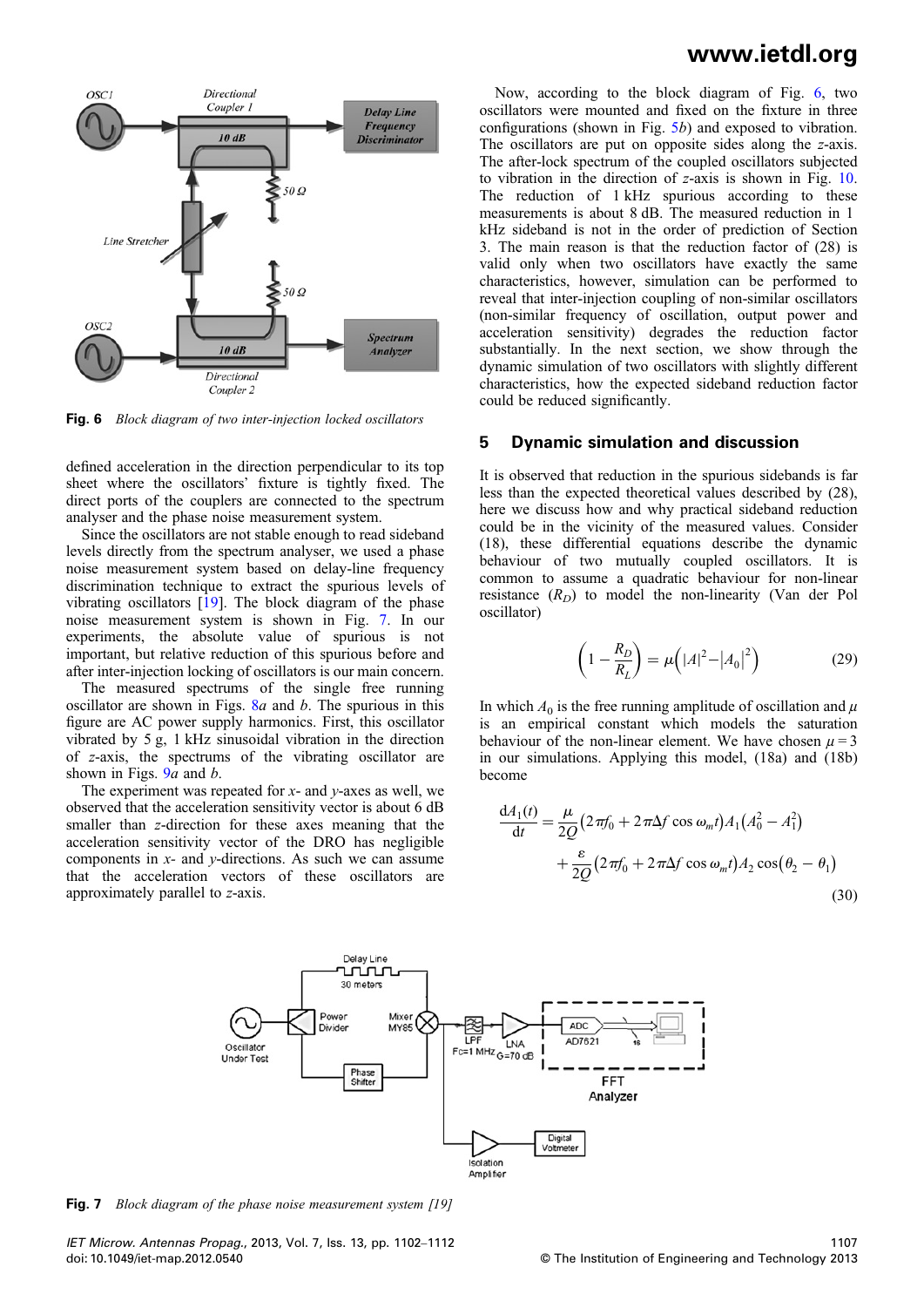Fig. 6 *Block diagram of two inter-injection locked oscillators*

defined acceleration in the direction perpendicular to its top sheet where the oscillators' fixture is tightly fixed. The direct ports of the couplers are connected to the spectrum analyser and the phase noise measurement system.

Since the oscillators are not stable enough to read sideband levels directly from the spectrum analyser, we used a phase noise measurement system based on delay-line frequency discrimination technique to extract the spurious levels of vibrating oscillators [19]. The block diagram of the phase noise measurement system is shown in Fig. 7. In our experiments, the absolute value of spurious is not important, but relative reduction of this spurious before and after inter-injection locking of oscillators is our main concern.

The measured spectrums of the single free running oscillator are shown in Figs. 8*a* and *b*. The spurious in this figure are AC power supply harmonics. First, this oscillator vibrated by 5 g, 1 kHz sinusoidal vibration in the direction of *z*-axis, the spectrums of the vibrating oscillator are shown in Figs. 9*a* and *b*.

The experiment was repeated for *x*- and *y*-axes as well, we observed that the acceleration sensitivity vector is about 6 dB smaller than *z*-direction for these axes meaning that the acceleration sensitivity vector of the DRO has negligible components in *x*- and *y*-directions. As such we can assume that the acceleration vectors of these oscillators are approximately parallel to *z*-axis.

Now, according to the block diagram of Fig. 6, two oscillators were mounted and fixed on the fixture in three configurations (shown in Fig. 5*b*) and exposed to vibration. The oscillators are put on opposite sides along the *z*-axis. The after-lock spectrum of the coupled oscillators subjected to vibration in the direction of *z*-axis is shown in Fig. 10. The reduction of 1 kHz spurious according to these measurements is about 8 dB. The measured reduction in 1 kHz sideband is not in the order of prediction of Section 3. The main reason is that the reduction factor of (28) is valid only when two oscillators have exactly the same characteristics, however, simulation can be performed to reveal that inter-injection coupling of non-similar oscillators (non-similar frequency of oscillation, output power and acceleration sensitivity) degrades the reduction factor substantially. In the next section, we show through the dynamic simulation of two oscillators with slightly different characteristics, how the expected sideband reduction factor could be reduced significantly.

## 5 Dynamic simulation and discussion

It is observed that reduction in the spurious sidebands is far less than the expected theoretical values described by (28), here we discuss how and why practical sideband reduction could be in the vicinity of the measured values. Consider (18), these differential equations describe the dynamic behaviour of two mutually coupled oscillators. It is common to assume a quadratic behaviour for non-linear resistance ($R_D$) to model the non-linearity (Van der Pol oscillator)

$$\left(1 - \frac{R_D}{R_L}\right) = \mu\left(|A|^2 - |A_0|^2\right) \tag{29}$$

In which $A_0$ is the free running amplitude of oscillation and $\mu$ is an empirical constant which models the saturation behaviour of the non-linear element. We have chosen $\mu = 3$ in our simulations. Applying this model, (18a) and (18b) become

$$\begin{aligned}\frac{\mathrm{d}A_1(t)}{\mathrm{d}t} &= \frac{\mu}{2Q}\left(2\pi f_0 + 2\pi\Delta f\cos\omega_m t\right)A_1\left(A_0^2 - A_1^2\right)\\ &\quad + \frac{\varepsilon}{2Q}\left(2\pi f_0 + 2\pi\Delta f\cos\omega_m t\right)A_2\cos\left(\theta_2 - \theta_1\right)\end{aligned} \tag{30}$$

Fig. 7 *Block diagram of the phase noise measurement system [19]*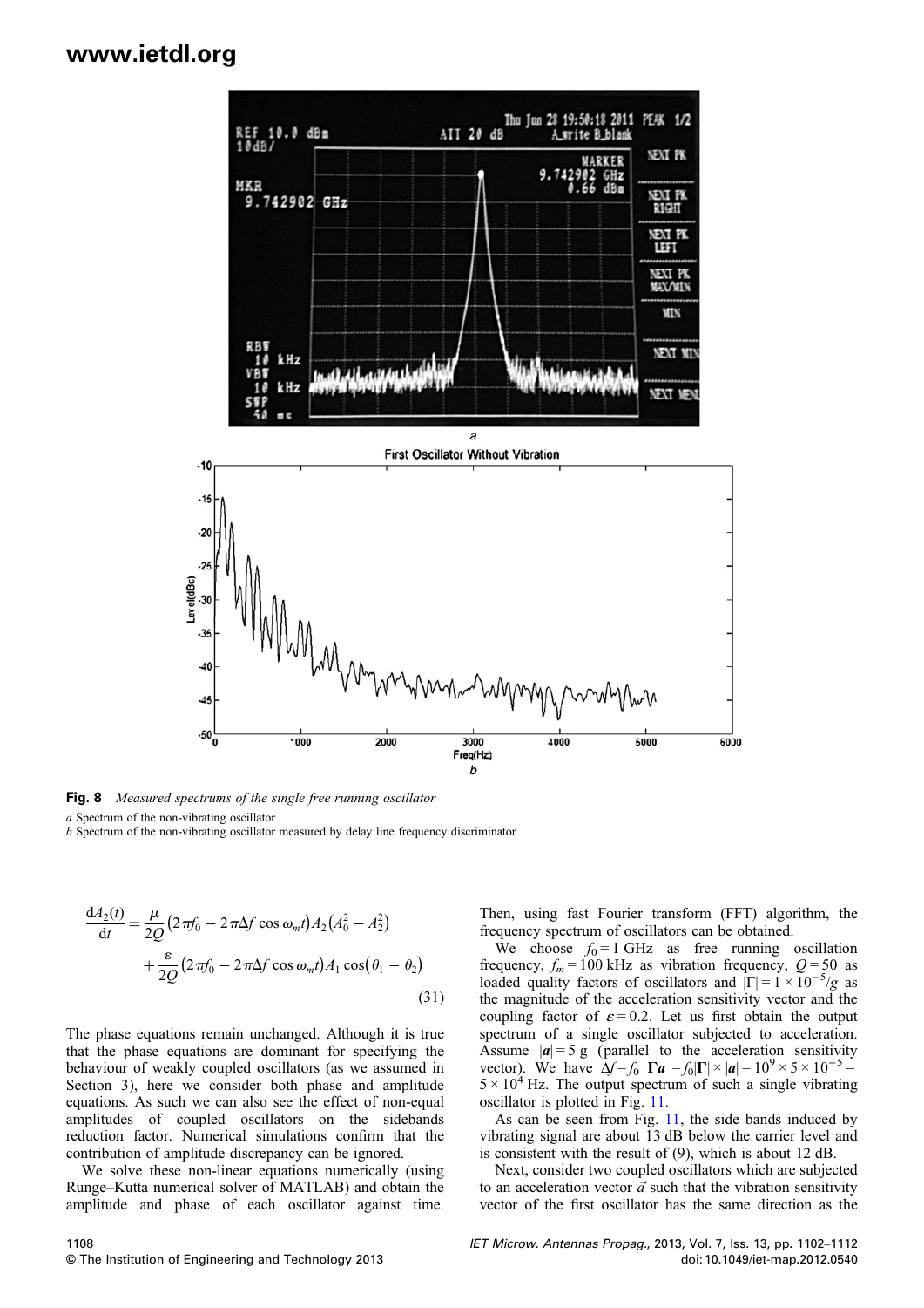**Fig. 8** *Measured spectrums of the single free running oscillator*

*a* Spectrum of the non-vibrating oscillator

*b* Spectrum of the non-vibrating oscillator measured by delay line frequency discriminator

$$\frac{\mathrm{d}A_2(t)}{\mathrm{d}t} = \frac{\mu}{2Q}\left(2\pi f_0 - 2\pi\Delta f \cos\omega_m t\right)A_2\left(A_0^2 - A_2^2\right) + \frac{\varepsilon}{2Q}\left(2\pi f_0 - 2\pi\Delta f \cos\omega_m t\right)A_1 \cos\left(\theta_1 - \theta_2\right) \tag{31}$$

The phase equations remain unchanged. Although it is true that the phase equations are dominant for specifying the behaviour of weakly coupled oscillators (as we assumed in Section 3), here we consider both phase and amplitude equations. As such we can also see the effect of non-equal amplitudes of coupled oscillators on the sidebands reduction factor. Numerical simulations confirm that the contribution of amplitude discrepancy can be ignored.

We solve these non-linear equations numerically (using Runge–Kutta numerical solver of MATLAB) and obtain the amplitude and phase of each oscillator against time. Then, using fast Fourier transform (FFT) algorithm, the frequency spectrum of oscillators can be obtained.

We choose $f_0 = 1$ GHz as free running oscillation frequency, $f_m = 100$ kHz as vibration frequency, $Q = 50$ as loaded quality factors of oscillators and $|\Gamma| = 1 \times 10^{-5}/g$ as the magnitude of the acceleration sensitivity vector and the coupling factor of $\varepsilon = 0.2$. Let us first obtain the output spectrum of a single oscillator subjected to acceleration. Assume $|\boldsymbol{a}| = 5$ g (parallel to the acceleration sensitivity vector). We have $\Delta f = f_0\ \boldsymbol{\Gamma a} = f_0|\boldsymbol{\Gamma}| \times |\boldsymbol{a}| = 10^9 \times 5 \times 10^{-5} = 5 \times 10^4$ Hz. The output spectrum of such a single vibrating oscillator is plotted in Fig. 11.

As can be seen from Fig. 11, the side bands induced by vibrating signal are about 13 dB below the carrier level and is consistent with the result of (9), which is about 12 dB.

Next, consider two coupled oscillators which are subjected to an acceleration vector $\vec{a}$ such that the vibration sensitivity vector of the first oscillator has the same direction as the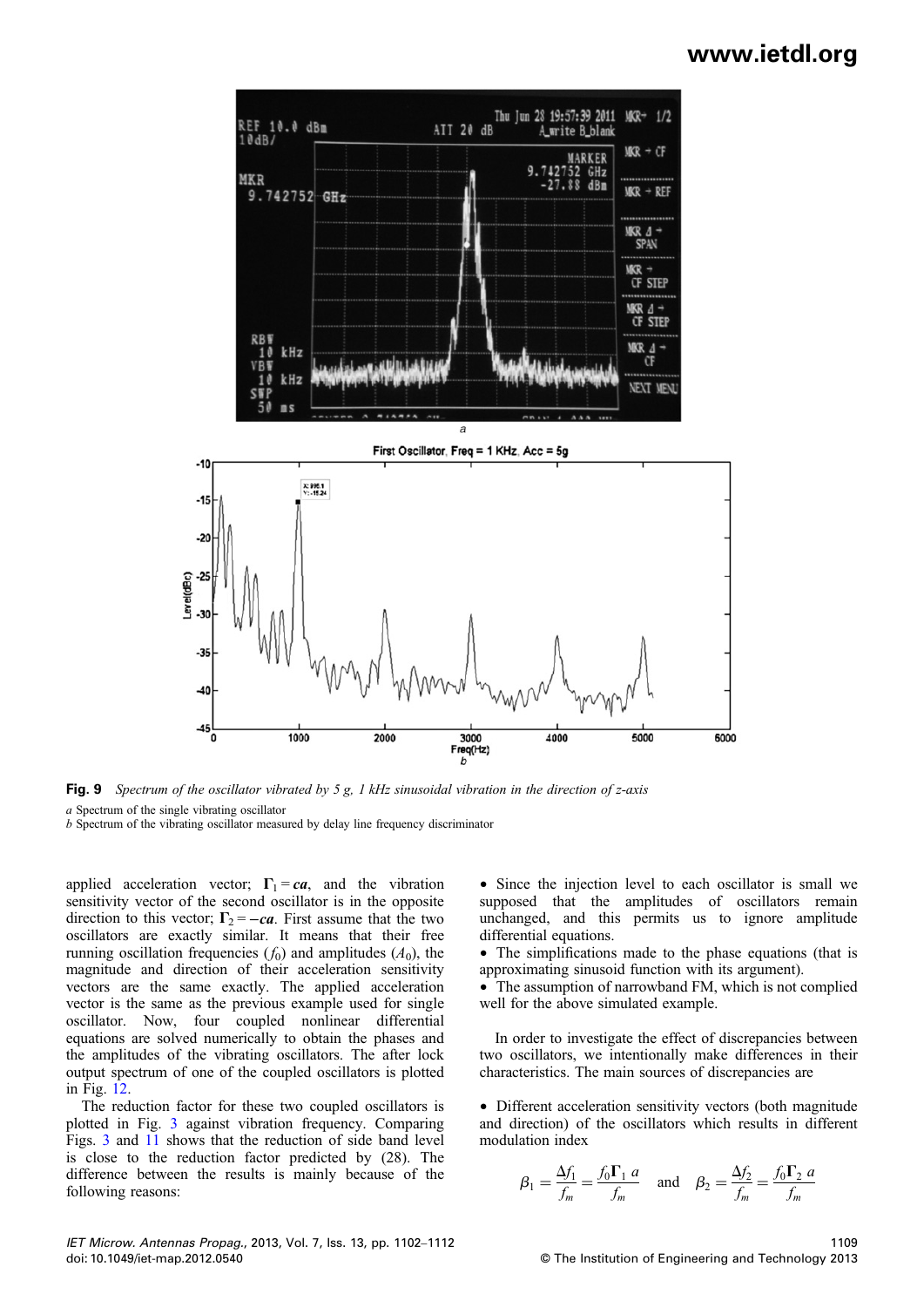**Fig. 9** *Spectrum of the oscillator vibrated by 5 g, 1 kHz sinusoidal vibration in the direction of z-axis*

*a* Spectrum of the single vibrating oscillator
*b* Spectrum of the vibrating oscillator measured by delay line frequency discriminator

applied acceleration vector; $\boldsymbol{\Gamma}_1 = c\boldsymbol{a}$, and the vibration sensitivity vector of the second oscillator is in the opposite direction to this vector; $\boldsymbol{\Gamma}_2 = -c\boldsymbol{a}$. First assume that the two oscillators are exactly similar. It means that their free running oscillation frequencies ($f_0$) and amplitudes ($A_0$), the magnitude and direction of their acceleration sensitivity vectors are the same exactly. The applied acceleration vector is the same as the previous example used for single oscillator. Now, four coupled nonlinear differential equations are solved numerically to obtain the phases and the amplitudes of the vibrating oscillators. The after lock output spectrum of one of the coupled oscillators is plotted in Fig. 12.

The reduction factor for these two coupled oscillators is plotted in Fig. 3 against vibration frequency. Comparing Figs. 3 and 11 shows that the reduction of side band level is close to the reduction factor predicted by (28). The difference between the results is mainly because of the following reasons:

- Since the injection level to each oscillator is small we supposed that the amplitudes of oscillators remain unchanged, and this permits us to ignore amplitude differential equations.
- The simplifications made to the phase equations (that is approximating sinusoid function with its argument).
- The assumption of narrowband FM, which is not complied well for the above simulated example.

In order to investigate the effect of discrepancies between two oscillators, we intentionally make differences in their characteristics. The main sources of discrepancies are

- Different acceleration sensitivity vectors (both magnitude and direction) of the oscillators which results in different modulation index

$$\beta_1 = \frac{\Delta f_1}{f_m} = \frac{f_0 \boldsymbol{\Gamma}_1\ a}{f_m} \quad \text{and} \quad \beta_2 = \frac{\Delta f_2}{f_m} = \frac{f_0 \boldsymbol{\Gamma}_2\ a}{f_m}$$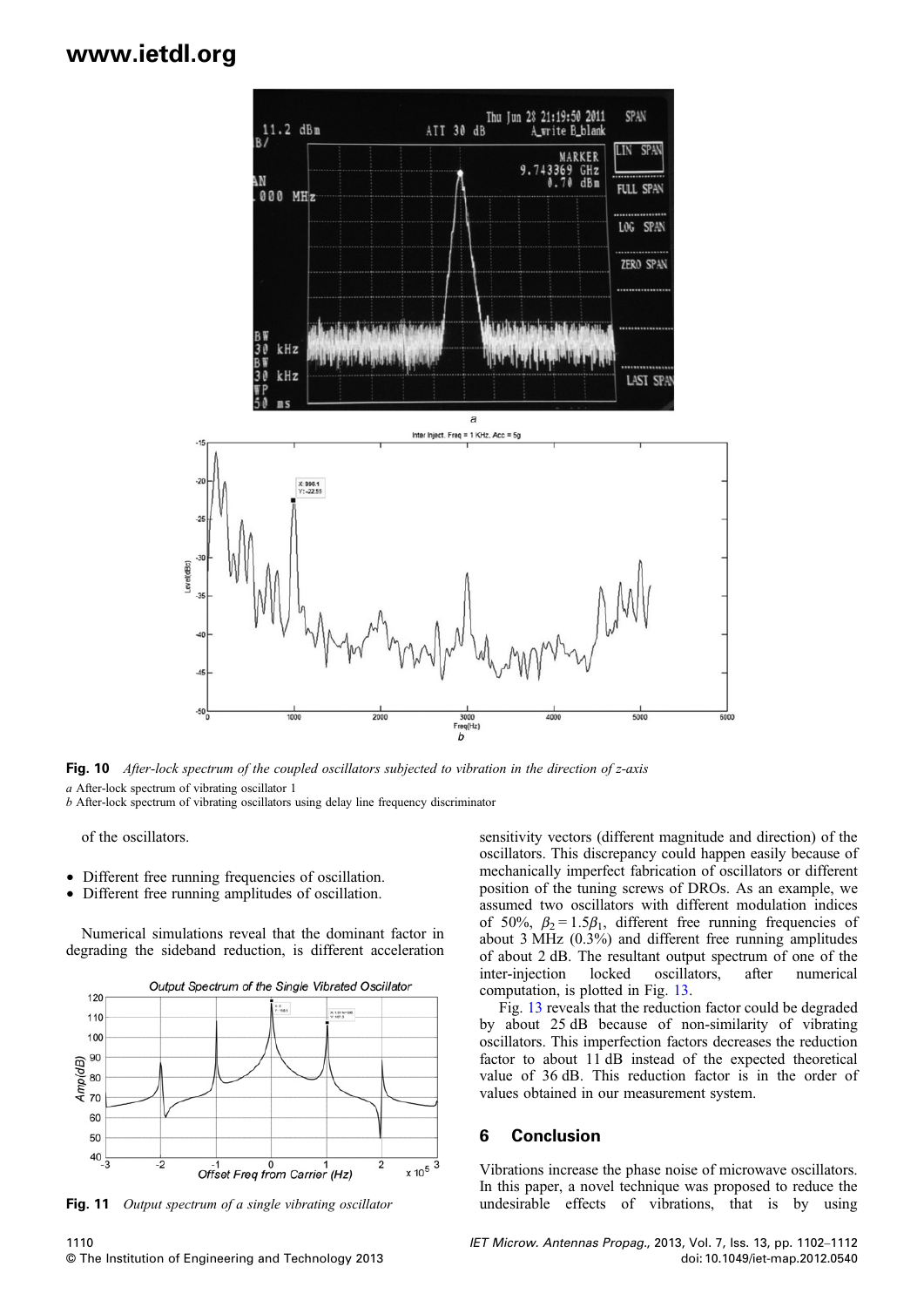Fig. 10 *After-lock spectrum of the coupled oscillators subjected to vibration in the direction of z-axis*

*a* After-lock spectrum of vibrating oscillator 1

*b* After-lock spectrum of vibrating oscillators using delay line frequency discriminator

of the oscillators.

- Different free running frequencies of oscillation.
- Different free running amplitudes of oscillation.

Numerical simulations reveal that the dominant factor in degrading the sideband reduction, is different acceleration sensitivity vectors (different magnitude and direction) of the oscillators. This discrepancy could happen easily because of mechanically imperfect fabrication of oscillators or different position of the tuning screws of DROs. As an example, we assumed two oscillators with different modulation indices of 50%, $\beta_2 = 1.5\beta_1$, different free running frequencies of about 3 MHz (0.3%) and different free running amplitudes of about 2 dB. The resultant output spectrum of one of the inter-injection locked oscillators, after numerical computation, is plotted in Fig. 13.

Fig. 11 *Output spectrum of a single vibrating oscillator*

Fig. 13 reveals that the reduction factor could be degraded by about 25 dB because of non-similarity of vibrating oscillators. This imperfection factors decreases the reduction factor to about 11 dB instead of the expected theoretical value of 36 dB. This reduction factor is in the order of values obtained in our measurement system.

## 6 Conclusion

Vibrations increase the phase noise of microwave oscillators. In this paper, a novel technique was proposed to reduce the undesirable effects of vibrations, that is by using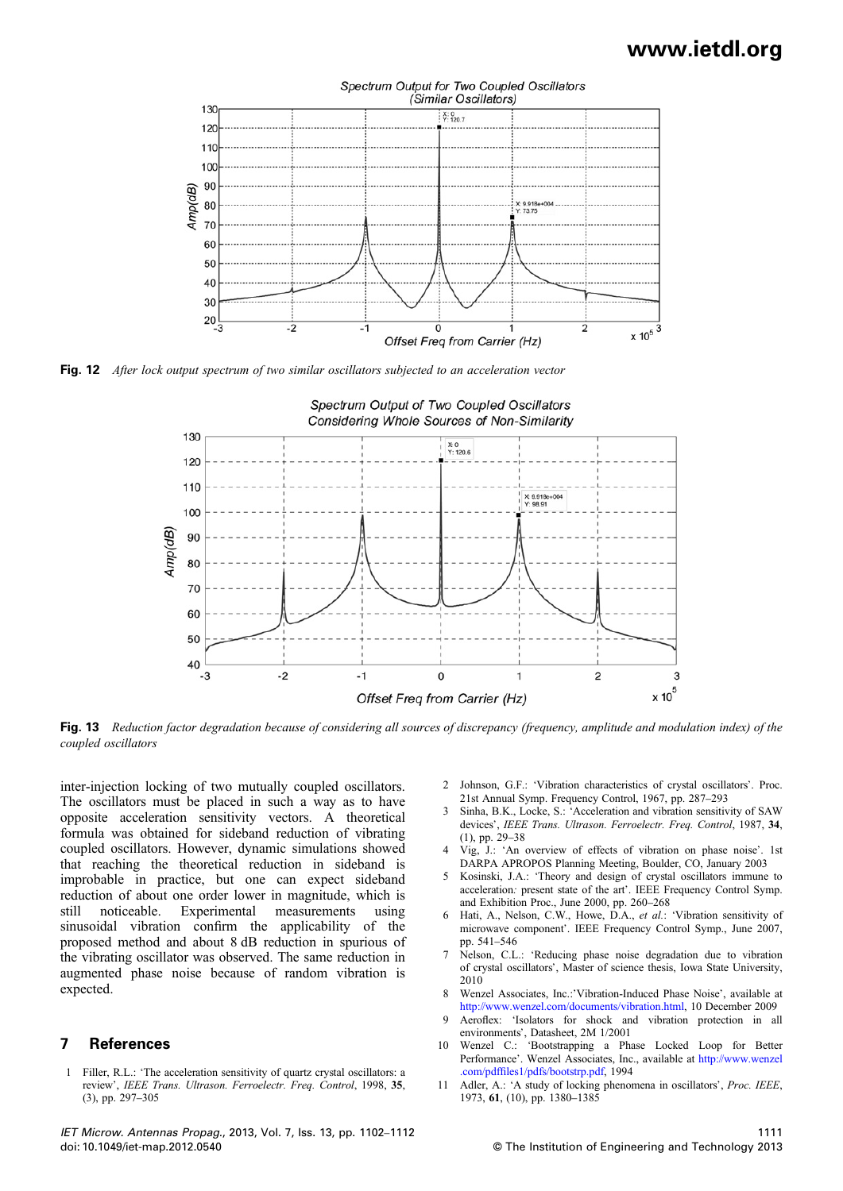Fig. 12 *After lock output spectrum of two similar oscillators subjected to an acceleration vector*

Fig. 13 *Reduction factor degradation because of considering all sources of discrepancy (frequency, amplitude and modulation index) of the coupled oscillators*

inter-injection locking of two mutually coupled oscillators. The oscillators must be placed in such a way as to have opposite acceleration sensitivity vectors. A theoretical formula was obtained for sideband reduction of vibrating coupled oscillators. However, dynamic simulations showed that reaching the theoretical reduction in sideband is improbable in practice, but one can expect sideband reduction of about one order lower in magnitude, which is still noticeable. Experimental measurements using sinusoidal vibration confirm the applicability of the proposed method and about 8 dB reduction in spurious of the vibrating oscillator was observed. The same reduction in augmented phase noise because of random vibration is expected.

## 7 References

1. Filler, R.L.: 'The acceleration sensitivity of quartz crystal oscillators: a review', *IEEE Trans. Ultrason. Ferroelectr. Freq. Control*, 1998, **35**, (3), pp. 297–305
2. Johnson, G.F.: 'Vibration characteristics of crystal oscillators'. Proc. 21st Annual Symp. Frequency Control, 1967, pp. 287–293
3. Sinha, B.K., Locke, S.: 'Acceleration and vibration sensitivity of SAW devices', *IEEE Trans. Ultrason. Ferroelectr. Freq. Control*, 1987, **34**, (1), pp. 29–38
4. Vig, J.: 'An overview of effects of vibration on phase noise'. 1st DARPA APROPOS Planning Meeting, Boulder, CO, January 2003
5. Kosinski, J.A.: 'Theory and design of crystal oscillators immune to acceleration: present state of the art'. IEEE Frequency Control Symp. and Exhibition Proc., June 2000, pp. 260–268
6. Hati, A., Nelson, C.W., Howe, D.A., *et al.*: 'Vibration sensitivity of microwave component'. IEEE Frequency Control Symp., June 2007, pp. 541–546
7. Nelson, C.L.: 'Reducing phase noise degradation due to vibration of crystal oscillators', Master of science thesis, Iowa State University, 2010
8. Wenzel Associates, Inc.:'Vibration-Induced Phase Noise', available at http://www.wenzel.com/documents/vibration.html, 10 December 2009
9. Aeroflex: 'Isolators for shock and vibration protection in all environments', Datasheet, 2M 1/2001
10. Wenzel C.: 'Bootstrapping a Phase Locked Loop for Better Performance'. Wenzel Associates, Inc., available at http://www.wenzel.com/pdffiles1/pdfs/bootstrp.pdf, 1994
11. Adler, A.: 'A study of locking phenomena in oscillators', *Proc. IEEE*, 1973, **61**, (10), pp. 1380–1385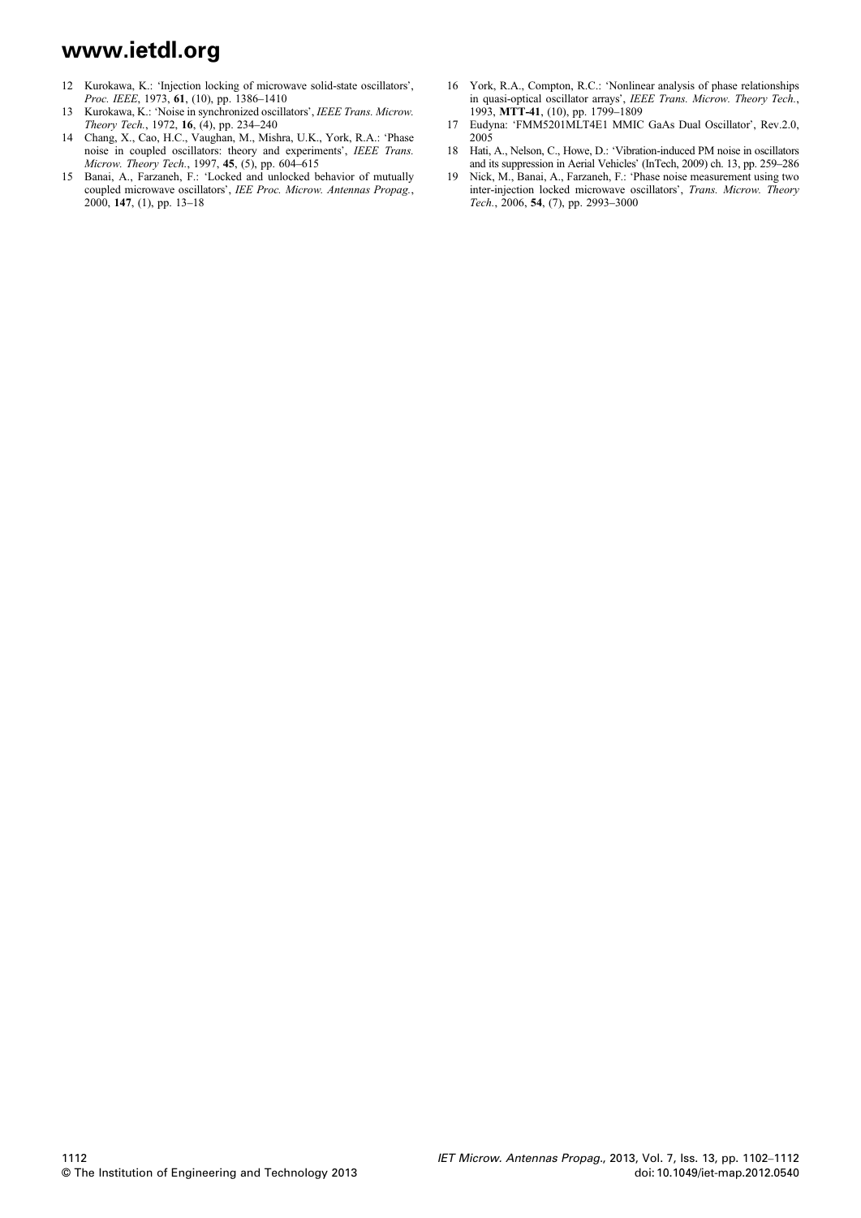12 Kurokawa, K.: 'Injection locking of microwave solid-state oscillators', *Proc. IEEE*, 1973, **61**, (10), pp. 1386–1410

13 Kurokawa, K.: 'Noise in synchronized oscillators', *IEEE Trans. Microw. Theory Tech.*, 1972, **16**, (4), pp. 234–240

14 Chang, X., Cao, H.C., Vaughan, M., Mishra, U.K., York, R.A.: 'Phase noise in coupled oscillators: theory and experiments', *IEEE Trans. Microw. Theory Tech.*, 1997, **45**, (5), pp. 604–615

15 Banai, A., Farzaneh, F.: 'Locked and unlocked behavior of mutually coupled microwave oscillators', *IEE Proc. Microw. Antennas Propag.*, 2000, **147**, (1), pp. 13–18

16 York, R.A., Compton, R.C.: 'Nonlinear analysis of phase relationships in quasi-optical oscillator arrays', *IEEE Trans. Microw. Theory Tech.*, 1993, **MTT-41**, (10), pp. 1799–1809

17 Eudyna: 'FMM5201MLT4E1 MMIC GaAs Dual Oscillator', Rev.2.0, 2005

18 Hati, A., Nelson, C., Howe, D.: 'Vibration-induced PM noise in oscillators and its suppression in Aerial Vehicles' (InTech, 2009) ch. 13, pp. 259–286

19 Nick, M., Banai, A., Farzaneh, F.: 'Phase noise measurement using two inter-injection locked microwave oscillators', *Trans. Microw. Theory Tech.*, 2006, **54**, (7), pp. 2993–3000